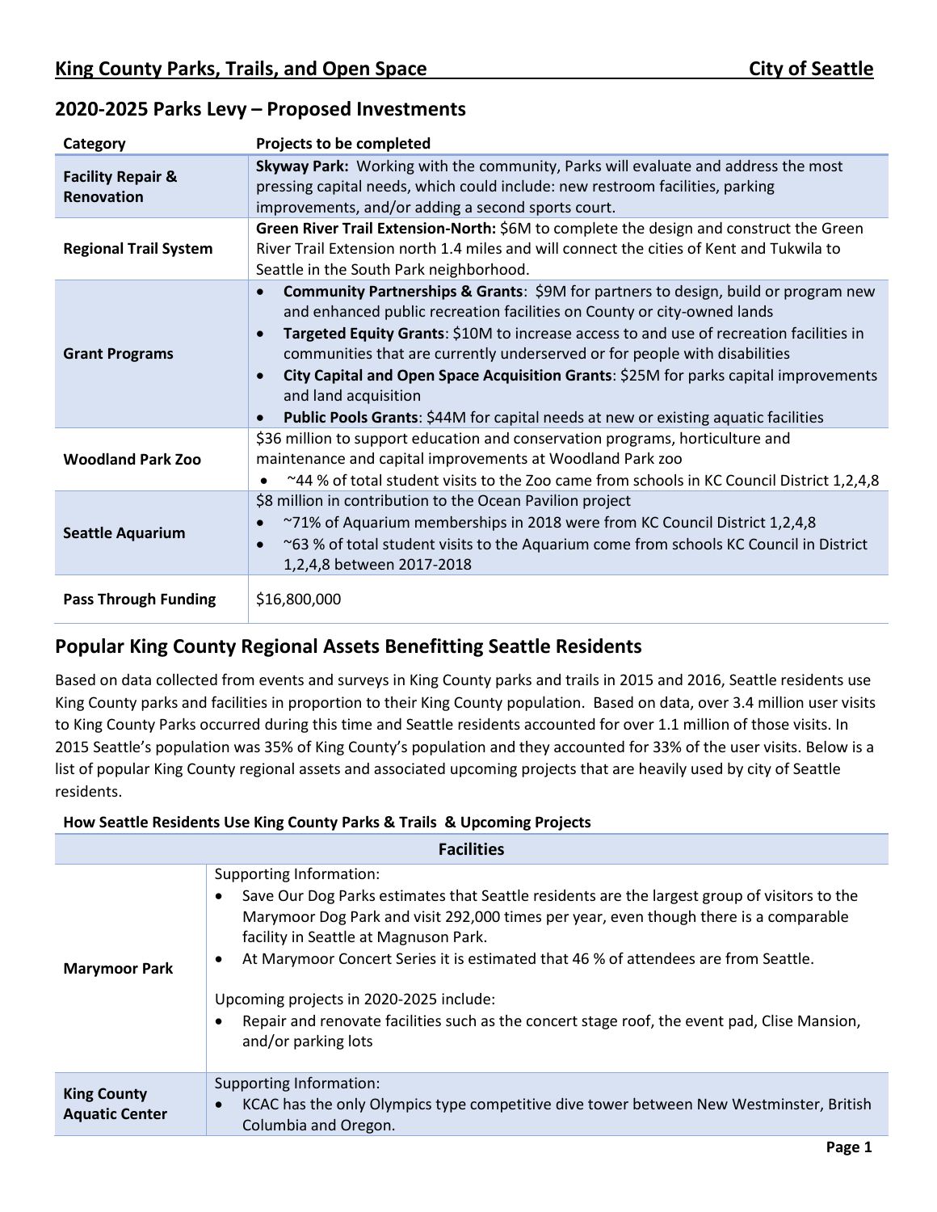## King County Parks, Trails, and Open Space — City of Seattle

## 2020-2025 Parks Levy – Proposed Investments

| Category | Projects to be completed |
|---|---|
| **Facility Repair & Renovation** | **Skyway Park:** Working with the community, Parks will evaluate and address the most pressing capital needs, which could include: new restroom facilities, parking improvements, and/or adding a second sports court. |
| **Regional Trail System** | **Green River Trail Extension-North:** $6M to complete the design and construct the Green River Trail Extension north 1.4 miles and will connect the cities of Kent and Tukwila to Seattle in the South Park neighborhood. |
| **Grant Programs** | • **Community Partnerships & Grants**: $9M for partners to design, build or program new and enhanced public recreation facilities on County or city-owned lands<br>• **Targeted Equity Grants**: $10M to increase access to and use of recreation facilities in communities that are currently underserved or for people with disabilities<br>• **City Capital and Open Space Acquisition Grants**: $25M for parks capital improvements and land acquisition<br>• **Public Pools Grants**: $44M for capital needs at new or existing aquatic facilities |
| **Woodland Park Zoo** | $36 million to support education and conservation programs, horticulture and maintenance and capital improvements at Woodland Park zoo<br>• ~44 % of total student visits to the Zoo came from schools in KC Council District 1,2,4,8 |
| **Seattle Aquarium** | $8 million in contribution to the Ocean Pavilion project<br>• ~71% of Aquarium memberships in 2018 were from KC Council District 1,2,4,8<br>• ~63 % of total student visits to the Aquarium come from schools KC Council in District 1,2,4,8 between 2017-2018 |
| **Pass Through Funding** | $16,800,000 |

## Popular King County Regional Assets Benefitting Seattle Residents

Based on data collected from events and surveys in King County parks and trails in 2015 and 2016, Seattle residents use King County parks and facilities in proportion to their King County population. Based on data, over 3.4 million user visits to King County Parks occurred during this time and Seattle residents accounted for over 1.1 million of those visits. In 2015 Seattle's population was 35% of King County's population and they accounted for 33% of the user visits. Below is a list of popular King County regional assets and associated upcoming projects that are heavily used by city of Seattle residents.

**How Seattle Residents Use King County Parks & Trails & Upcoming Projects**

| Facilities | |
|---|---|
| **Marymoor Park** | Supporting Information:<br>• Save Our Dog Parks estimates that Seattle residents are the largest group of visitors to the Marymoor Dog Park and visit 292,000 times per year, even though there is a comparable facility in Seattle at Magnuson Park.<br>• At Marymoor Concert Series it is estimated that 46 % of attendees are from Seattle.<br><br>Upcoming projects in 2020-2025 include:<br>• Repair and renovate facilities such as the concert stage roof, the event pad, Clise Mansion, and/or parking lots |
| **King County Aquatic Center** | Supporting Information:<br>• KCAC has the only Olympics type competitive dive tower between New Westminster, British Columbia and Oregon. |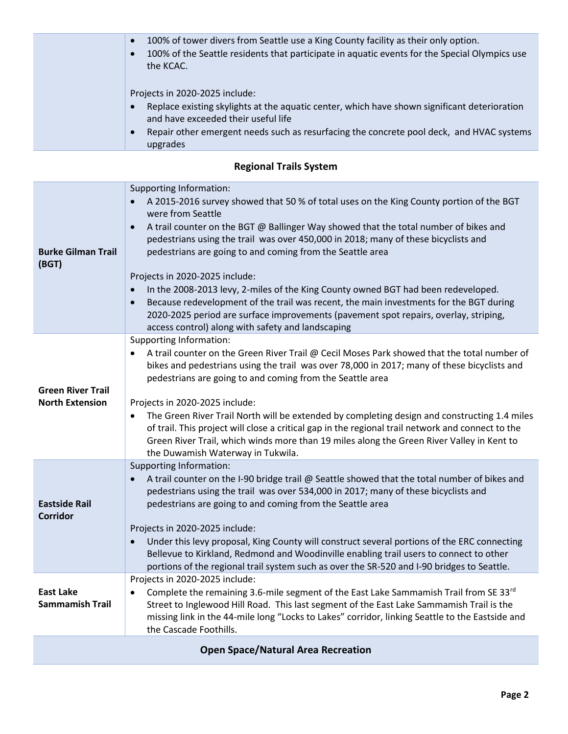|  |  |
|---|---|
|  | • 100% of tower divers from Seattle use a King County facility as their only option.<br>• 100% of the Seattle residents that participate in aquatic events for the Special Olympics use the KCAC.<br><br>Projects in 2020-2025 include:<br>• Replace existing skylights at the aquatic center, which have shown significant deterioration and have exceeded their useful life<br>• Repair other emergent needs such as resurfacing the concrete pool deck, and HVAC systems upgrades |

## Regional Trails System

|  |  |
|---|---|
| **Burke Gilman Trail (BGT)** | Supporting Information:<br>• A 2015-2016 survey showed that 50 % of total uses on the King County portion of the BGT were from Seattle<br>• A trail counter on the BGT @ Ballinger Way showed that the total number of bikes and pedestrians using the trail was over 450,000 in 2018; many of these bicyclists and pedestrians are going to and coming from the Seattle area<br><br>Projects in 2020-2025 include:<br>• In the 2008-2013 levy, 2-miles of the King County owned BGT had been redeveloped.<br>• Because redevelopment of the trail was recent, the main investments for the BGT during 2020-2025 period are surface improvements (pavement spot repairs, overlay, striping, access control) along with safety and landscaping |
| **Green River Trail North Extension** | Supporting Information:<br>• A trail counter on the Green River Trail @ Cecil Moses Park showed that the total number of bikes and pedestrians using the trail was over 78,000 in 2017; many of these bicyclists and pedestrians are going to and coming from the Seattle area<br><br>Projects in 2020-2025 include:<br>• The Green River Trail North will be extended by completing design and constructing 1.4 miles of trail. This project will close a critical gap in the regional trail network and connect to the Green River Trail, which winds more than 19 miles along the Green River Valley in Kent to the Duwamish Waterway in Tukwila. |
| **Eastside Rail Corridor** | Supporting Information:<br>• A trail counter on the I-90 bridge trail @ Seattle showed that the total number of bikes and pedestrians using the trail was over 534,000 in 2017; many of these bicyclists and pedestrians are going to and coming from the Seattle area<br><br>Projects in 2020-2025 include:<br>• Under this levy proposal, King County will construct several portions of the ERC connecting Bellevue to Kirkland, Redmond and Woodinville enabling trail users to connect to other portions of the regional trail system such as over the SR-520 and I-90 bridges to Seattle. |
| **East Lake Sammamish Trail** | Projects in 2020-2025 include:<br>• Complete the remaining 3.6-mile segment of the East Lake Sammamish Trail from SE 33rd Street to Inglewood Hill Road. This last segment of the East Lake Sammamish Trail is the missing link in the 44-mile long "Locks to Lakes" corridor, linking Seattle to the Eastside and the Cascade Foothills. |

## Open Space/Natural Area Recreation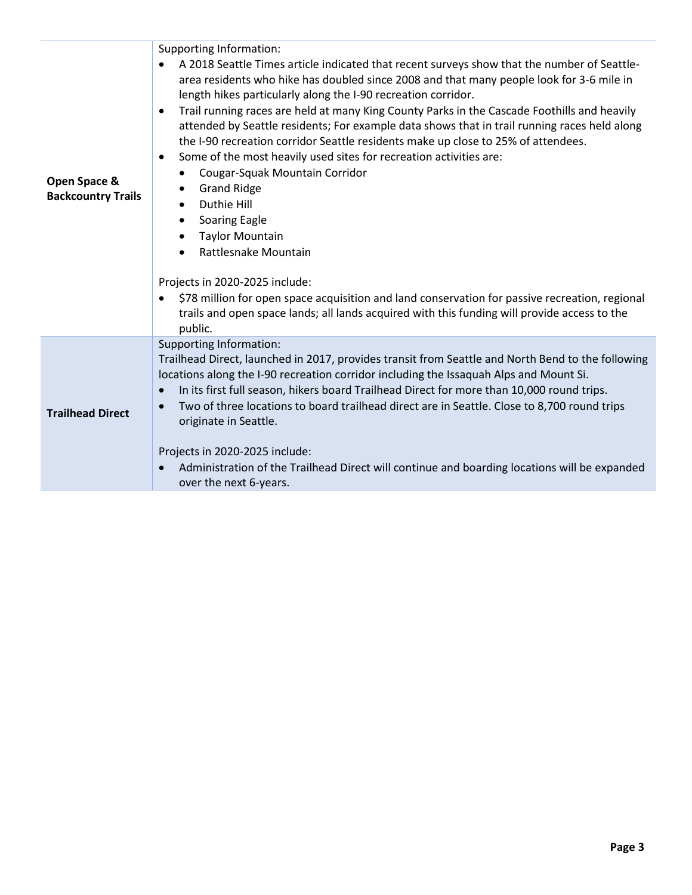| | |
|---|---|
| **Open Space & Backcountry Trails** | Supporting Information:<br>• A 2018 Seattle Times article indicated that recent surveys show that the number of Seattle-area residents who hike has doubled since 2008 and that many people look for 3-6 mile in length hikes particularly along the I-90 recreation corridor.<br>• Trail running races are held at many King County Parks in the Cascade Foothills and heavily attended by Seattle residents; For example data shows that in trail running races held along the I-90 recreation corridor Seattle residents make up close to 25% of attendees.<br>• Some of the most heavily used sites for recreation activities are:<br>&nbsp;&nbsp;• Cougar-Squak Mountain Corridor<br>&nbsp;&nbsp;• Grand Ridge<br>&nbsp;&nbsp;• Duthie Hill<br>&nbsp;&nbsp;• Soaring Eagle<br>&nbsp;&nbsp;• Taylor Mountain<br>&nbsp;&nbsp;• Rattlesnake Mountain<br><br>Projects in 2020-2025 include:<br>• $78 million for open space acquisition and land conservation for passive recreation, regional trails and open space lands; all lands acquired with this funding will provide access to the public. |
| **Trailhead Direct** | Supporting Information:<br>Trailhead Direct, launched in 2017, provides transit from Seattle and North Bend to the following locations along the I-90 recreation corridor including the Issaquah Alps and Mount Si.<br>• In its first full season, hikers board Trailhead Direct for more than 10,000 round trips.<br>• Two of three locations to board trailhead direct are in Seattle. Close to 8,700 round trips originate in Seattle.<br><br>Projects in 2020-2025 include:<br>• Administration of the Trailhead Direct will continue and boarding locations will be expanded over the next 6-years. |